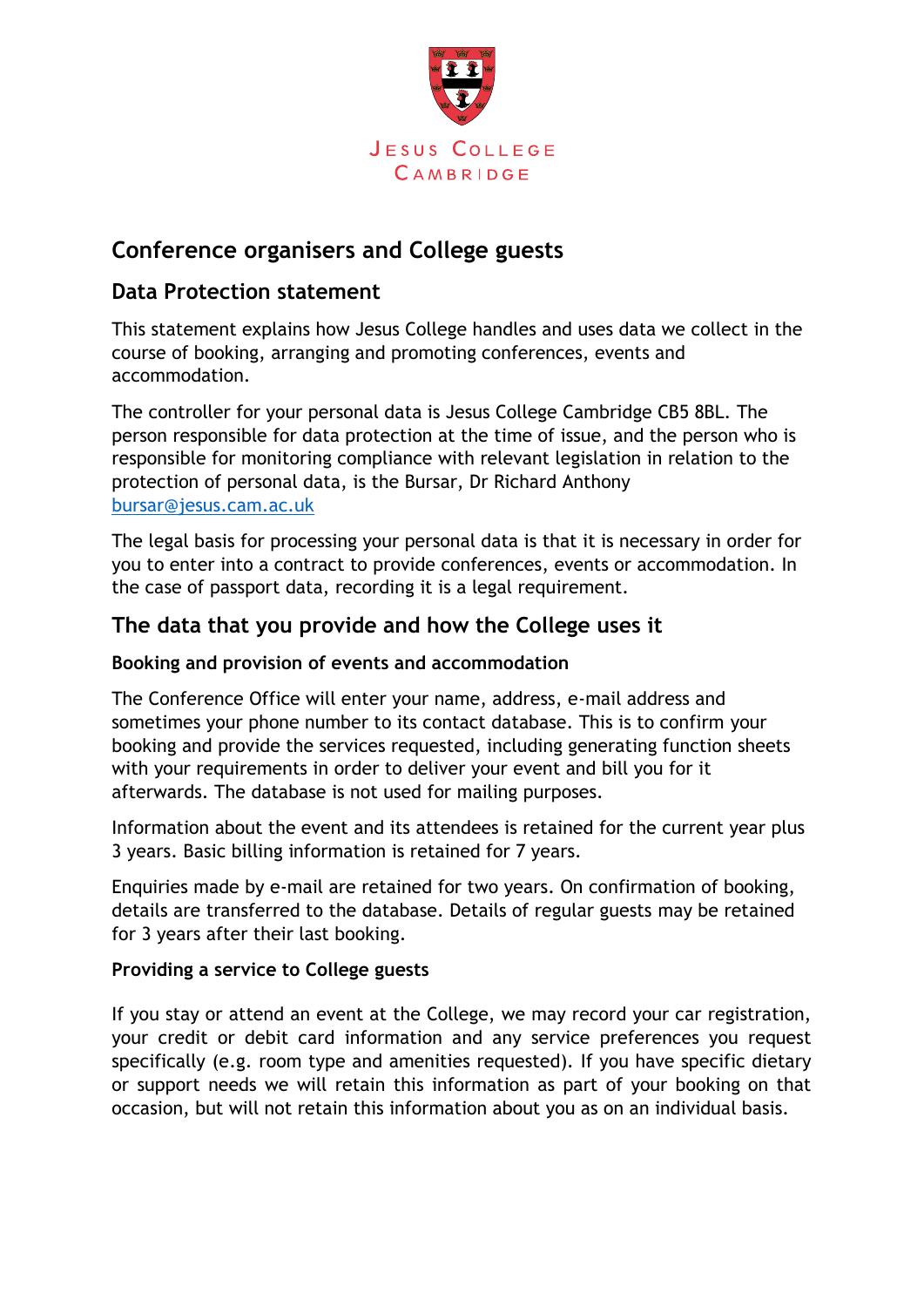Jesus College
Cambridge

# Conference organisers and College guests

## Data Protection statement

This statement explains how Jesus College handles and uses data we collect in the course of booking, arranging and promoting conferences, events and accommodation.

The controller for your personal data is Jesus College Cambridge CB5 8BL. The person responsible for data protection at the time of issue, and the person who is responsible for monitoring compliance with relevant legislation in relation to the protection of personal data, is the Bursar, Dr Richard Anthony bursar@jesus.cam.ac.uk

The legal basis for processing your personal data is that it is necessary in order for you to enter into a contract to provide conferences, events or accommodation. In the case of passport data, recording it is a legal requirement.

## The data that you provide and how the College uses it

### Booking and provision of events and accommodation

The Conference Office will enter your name, address, e-mail address and sometimes your phone number to its contact database. This is to confirm your booking and provide the services requested, including generating function sheets with your requirements in order to deliver your event and bill you for it afterwards. The database is not used for mailing purposes.

Information about the event and its attendees is retained for the current year plus 3 years. Basic billing information is retained for 7 years.

Enquiries made by e-mail are retained for two years. On confirmation of booking, details are transferred to the database. Details of regular guests may be retained for 3 years after their last booking.

### Providing a service to College guests

If you stay or attend an event at the College, we may record your car registration, your credit or debit card information and any service preferences you request specifically (e.g. room type and amenities requested). If you have specific dietary or support needs we will retain this information as part of your booking on that occasion, but will not retain this information about you as on an individual basis.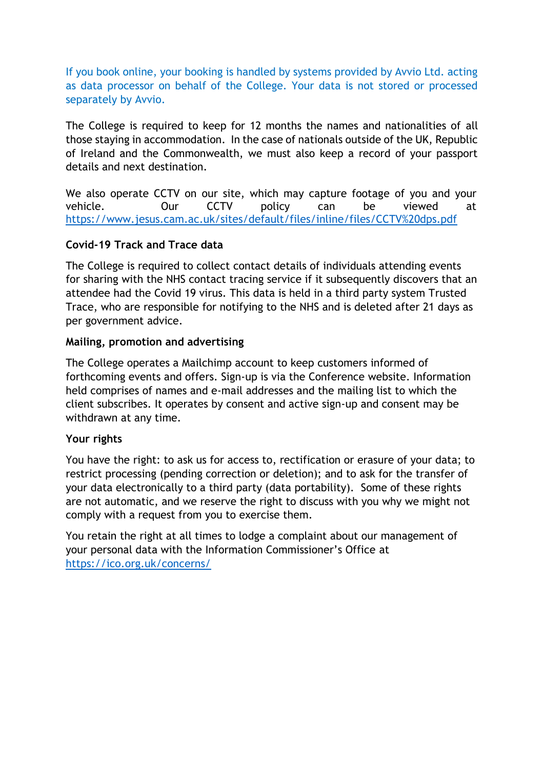If you book online, your booking is handled by systems provided by Avvio Ltd. acting as data processor on behalf of the College. Your data is not stored or processed separately by Avvio.

The College is required to keep for 12 months the names and nationalities of all those staying in accommodation. In the case of nationals outside of the UK, Republic of Ireland and the Commonwealth, we must also keep a record of your passport details and next destination.

We also operate CCTV on our site, which may capture footage of you and your vehicle. Our CCTV policy can be viewed at https://www.jesus.cam.ac.uk/sites/default/files/inline/files/CCTV%20dps.pdf

**Covid-19 Track and Trace data**

The College is required to collect contact details of individuals attending events for sharing with the NHS contact tracing service if it subsequently discovers that an attendee had the Covid 19 virus. This data is held in a third party system Trusted Trace, who are responsible for notifying to the NHS and is deleted after 21 days as per government advice.

**Mailing, promotion and advertising**

The College operates a Mailchimp account to keep customers informed of forthcoming events and offers. Sign-up is via the Conference website. Information held comprises of names and e-mail addresses and the mailing list to which the client subscribes. It operates by consent and active sign-up and consent may be withdrawn at any time.

**Your rights**

You have the right: to ask us for access to, rectification or erasure of your data; to restrict processing (pending correction or deletion); and to ask for the transfer of your data electronically to a third party (data portability). Some of these rights are not automatic, and we reserve the right to discuss with you why we might not comply with a request from you to exercise them.

You retain the right at all times to lodge a complaint about our management of your personal data with the Information Commissioner's Office at https://ico.org.uk/concerns/